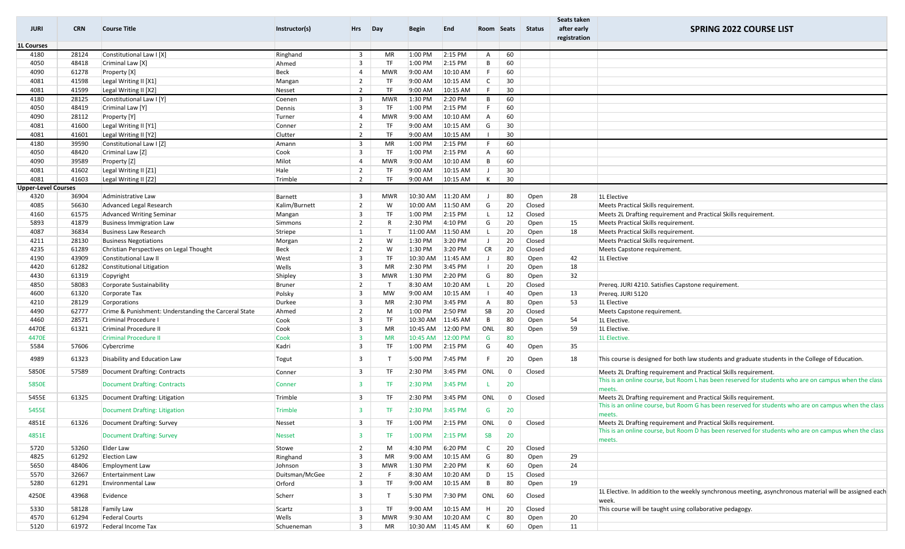# SPRING 2022 COURSE LIST

| JURI | CRN | Course Title | Instructor(s) | Hrs | Day | Begin | End | Room | Seats | Status | Seats taken after early registration | |
|---|---|---|---|---|---|---|---|---|---|---|---|---|
| **1L Courses** | | | | | | | | | | | | |
| 4180 | 28124 | Constitutional Law I [X] | Ringhand | 3 | MR | 1:00 PM | 2:15 PM | A | 60 | | | |
| 4050 | 48418 | Criminal Law [X] | Ahmed | 3 | TF | 1:00 PM | 2:15 PM | B | 60 | | | |
| 4090 | 61278 | Property [X] | Beck | 4 | MWR | 9:00 AM | 10:10 AM | F | 60 | | | |
| 4081 | 41598 | Legal Writing II [X1] | Mangan | 2 | TF | 9:00 AM | 10:15 AM | C | 30 | | | |
| 4081 | 41599 | Legal Writing II [X2] | Nesset | 2 | TF | 9:00 AM | 10:15 AM | F | 30 | | | |
| 4180 | 28125 | Constitutional Law I [Y] | Coenen | 3 | MWR | 1:30 PM | 2:20 PM | B | 60 | | | |
| 4050 | 48419 | Criminal Law [Y] | Dennis | 3 | TF | 1:00 PM | 2:15 PM | F | 60 | | | |
| 4090 | 28112 | Property [Y] | Turner | 4 | MWR | 9:00 AM | 10:10 AM | A | 60 | | | |
| 4081 | 41600 | Legal Writing II [Y1] | Conner | 2 | TF | 9:00 AM | 10:15 AM | G | 30 | | | |
| 4081 | 41601 | Legal Writing II [Y2] | Clutter | 2 | TF | 9:00 AM | 10:15 AM | I | 30 | | | |
| 4180 | 39590 | Constitutional Law I [Z] | Amann | 3 | MR | 1:00 PM | 2:15 PM | F | 60 | | | |
| 4050 | 48420 | Criminal Law [Z] | Cook | 3 | TF | 1:00 PM | 2:15 PM | A | 60 | | | |
| 4090 | 39589 | Property [Z] | Milot | 4 | MWR | 9:00 AM | 10:10 AM | B | 60 | | | |
| 4081 | 41602 | Legal Writing II [Z1] | Hale | 2 | TF | 9:00 AM | 10:15 AM | J | 30 | | | |
| 4081 | 41603 | Legal Writing II [Z2] | Trimble | 2 | TF | 9:00 AM | 10:15 AM | K | 30 | | | |
| **Upper-Level Courses** | | | | | | | | | | | | |
| 4320 | 36904 | Administrative Law | Barnett | 3 | MWR | 10:30 AM | 11:20 AM | J | 80 | Open | 28 | 1L Elective |
| 4085 | 56630 | Advanced Legal Research | Kalim/Burnett | 2 | W | 10:00 AM | 11:50 AM | G | 20 | Closed | | Meets Practical Skills requirement. |
| 4160 | 61575 | Advanced Writing Seminar | Mangan | 3 | TF | 1:00 PM | 2:15 PM | L | 12 | Closed | | Meets 2L Drafting requirement and Practical Skills requirement. |
| 5893 | 41879 | Business Immigration Law | Simmons | 2 | R | 2:30 PM | 4:10 PM | G | 20 | Open | 15 | Meets Practical Skills requirement. |
| 4087 | 36834 | Business Law Research | Striepe | 1 | T | 11:00 AM | 11:50 AM | L | 20 | Open | 18 | Meets Practical Skills requirement. |
| 4211 | 28130 | Business Negotiations | Morgan | 2 | W | 1:30 PM | 3:20 PM | J | 20 | Closed | | Meets Practical Skills requirement. |
| 4235 | 61289 | Christian Perspectives on Legal Thought | Beck | 2 | W | 1:30 PM | 3:20 PM | CR | 20 | Closed | | Meets Capstone requirement. |
| 4190 | 43909 | Constitutional Law II | West | 3 | TF | 10:30 AM | 11:45 AM | J | 80 | Open | 42 | 1L Elective |
| 4420 | 61282 | Constitutional Litigation | Wells | 3 | MR | 2:30 PM | 3:45 PM | I | 20 | Open | 18 | |
| 4430 | 61319 | Copyright | Shipley | 3 | MWR | 1:30 PM | 2:20 PM | G | 80 | Open | 32 | |
| 4850 | 58083 | Corporate Sustainability | Bruner | 2 | T | 8:30 AM | 10:20 AM | L | 20 | Closed | | Prereq. JURI 4210. Satisfies Capstone requirement. |
| 4600 | 61320 | Corporate Tax | Polsky | 3 | MW | 9:00 AM | 10:15 AM | I | 40 | Open | 13 | Prereq. JURI 5120 |
| 4210 | 28129 | Corporations | Durkee | 3 | MR | 2:30 PM | 3:45 PM | A | 80 | Open | 53 | 1L Elective |
| 4490 | 62777 | Crime & Punishment: Understanding the Carceral State | Ahmed | 2 | M | 1:00 PM | 2:50 PM | SB | 20 | Closed | | Meets Capstone requirement. |
| 4460 | 28571 | Criminal Procedure I | Cook | 3 | TF | 10:30 AM | 11:45 AM | B | 80 | Open | 54 | 1L Elective. |
| 4470E | 61321 | Criminal Procedure II | Cook | 3 | MR | 10:45 AM | 12:00 PM | ONL | 80 | Open | 59 | 1L Elective. |
| 4470E | | Criminal Procedure II | Cook | 3 | MR | 10:45 AM | 12:00 PM | G | 80 | | | 1L Elective. |
| 5584 | 57606 | Cybercrime | Kadri | 3 | TF | 1:00 PM | 2:15 PM | G | 40 | Open | 35 | |
| 4989 | 61323 | Disability and Education Law | Togut | 3 | T | 5:00 PM | 7:45 PM | F | 20 | Open | 18 | This course is designed for both law students and graduate students in the College of Education. |
| 5850E | 57589 | Document Drafting: Contracts | Conner | 3 | TF | 2:30 PM | 3:45 PM | ONL | 0 | Closed | | Meets 2L Drafting requirement and Practical Skills requirement. |
| 5850E | | Document Drafting: Contracts | Conner | 3 | TF | 2:30 PM | 3:45 PM | L | 20 | | | This is an online course, but Room L has been reserved for students who are on campus when the class meets. |
| 5455E | 61325 | Document Drafting: Litigation | Trimble | 3 | TF | 2:30 PM | 3:45 PM | ONL | 0 | Closed | | Meets 2L Drafting requirement and Practical Skills requirement. |
| 5455E | | Document Drafting: Litigation | Trimble | 3 | TF | 2:30 PM | 3:45 PM | G | 20 | | | This is an online course, but Room G has been reserved for students who are on campus when the class meets. |
| 4851E | 61326 | Document Drafting: Survey | Nesset | 3 | TF | 1:00 PM | 2:15 PM | ONL | 0 | Closed | | Meets 2L Drafting requirement and Practical Skills requirement. |
| 4851E | | Document Drafting: Survey | Nesset | 3 | TF | 1:00 PM | 2:15 PM | SB | 20 | | | This is an online course, but Room D has been reserved for students who are on campus when the class meets. |
| 5720 | 53260 | Elder Law | Stowe | 2 | M | 4:30 PM | 6:20 PM | C | 20 | Closed | | |
| 4825 | 61292 | Election Law | Ringhand | 3 | MR | 9:00 AM | 10:15 AM | G | 80 | Open | 29 | |
| 5650 | 48406 | Employment Law | Johnson | 3 | MWR | 1:30 PM | 2:20 PM | K | 60 | Open | 24 | |
| 5570 | 32667 | Entertainment Law | Duitsman/McGee | 2 | F | 8:30 AM | 10:20 AM | D | 15 | Closed | | |
| 5280 | 61291 | Environmental Law | Orford | 3 | TF | 9:00 AM | 10:15 AM | B | 80 | Open | 19 | |
| 4250E | 43968 | Evidence | Scherr | 3 | T | 5:30 PM | 7:30 PM | ONL | 60 | Closed | | 1L Elective. In addition to the weekly synchronous meeting, asynchronous material will be assigned each week. |
| 5330 | 58128 | Family Law | Scartz | 3 | TF | 9:00 AM | 10:15 AM | H | 20 | Closed | | This course will be taught using collaborative pedagogy. |
| 4570 | 61294 | Federal Courts | Wells | 3 | MWR | 9:30 AM | 10:20 AM | C | 80 | Open | 20 | |
| 5120 | 61972 | Federal Income Tax | Schueneman | 3 | MR | 10:30 AM | 11:45 AM | K | 60 | Open | 11 | |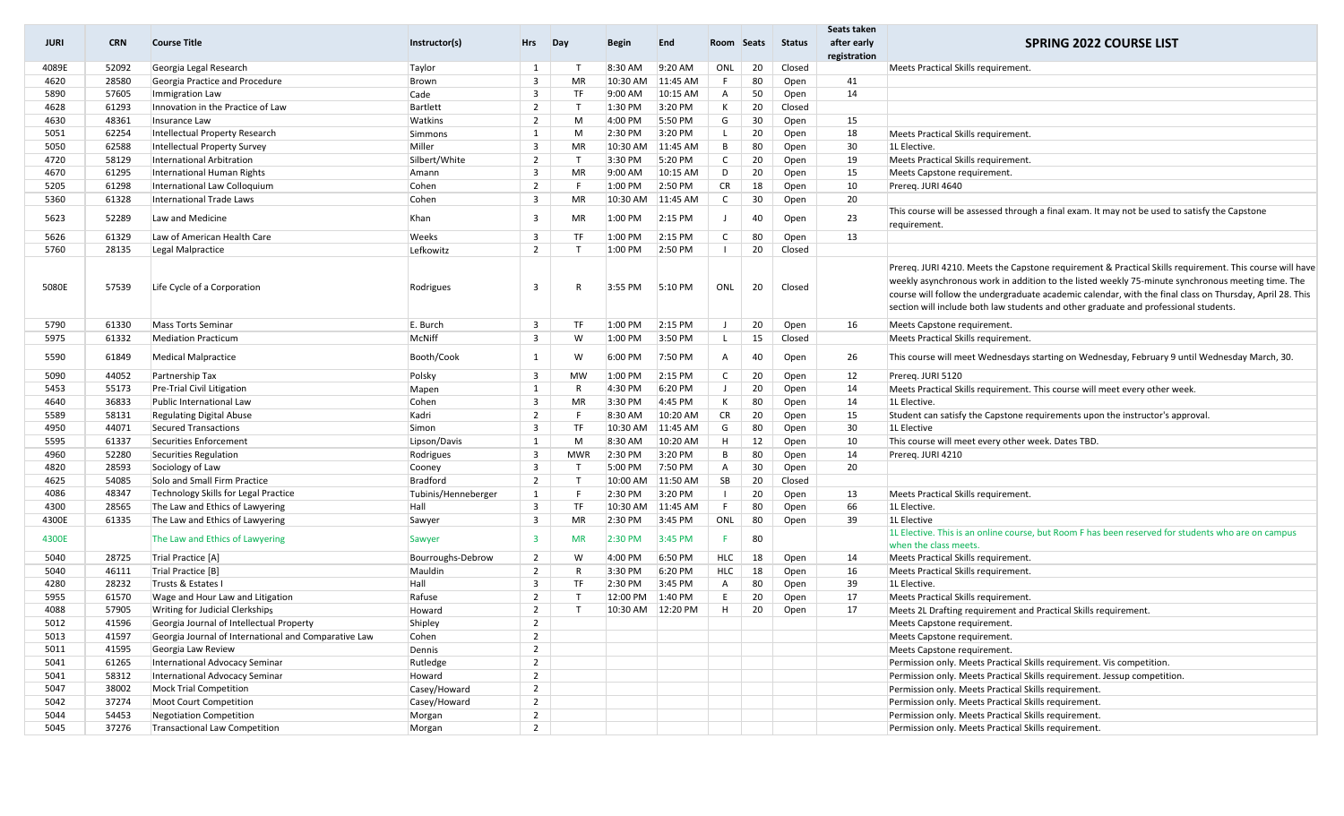| JURI | CRN | Course Title | Instructor(s) | Hrs | Day | Begin | End | Room | Seats | Status | Seats taken after early registration | SPRING 2022 COURSE LIST |
|---|---|---|---|---|---|---|---|---|---|---|---|---|
| 4089E | 52092 | Georgia Legal Research | Taylor | 1 | T | 8:30 AM | 9:20 AM | ONL | 20 | Closed | | Meets Practical Skills requirement. |
| 4620 | 28580 | Georgia Practice and Procedure | Brown | 3 | MR | 10:30 AM | 11:45 AM | F | 80 | Open | 41 | |
| 5890 | 57605 | Immigration Law | Cade | 3 | TF | 9:00 AM | 10:15 AM | A | 50 | Open | 14 | |
| 4628 | 61293 | Innovation in the Practice of Law | Bartlett | 2 | T | 1:30 PM | 3:20 PM | K | 20 | Closed | | |
| 4630 | 48361 | Insurance Law | Watkins | 2 | M | 4:00 PM | 5:50 PM | G | 30 | Open | 15 | |
| 5051 | 62254 | Intellectual Property Research | Simmons | 1 | M | 2:30 PM | 3:20 PM | L | 20 | Open | 18 | Meets Practical Skills requirement. |
| 5050 | 62588 | Intellectual Property Survey | Miller | 3 | MR | 10:30 AM | 11:45 AM | B | 80 | Open | 30 | 1L Elective. |
| 4720 | 58129 | International Arbitration | Silbert/White | 2 | T | 3:30 PM | 5:20 PM | C | 20 | Open | 19 | Meets Practical Skills requirement. |
| 4670 | 61295 | International Human Rights | Amann | 3 | MR | 9:00 AM | 10:15 AM | D | 20 | Open | 15 | Meets Capstone requirement. |
| 5205 | 61298 | International Law Colloquium | Cohen | 2 | F | 1:00 PM | 2:50 PM | CR | 18 | Open | 10 | Prereq. JURI 4640 |
| 5360 | 61328 | International Trade Laws | Cohen | 3 | MR | 10:30 AM | 11:45 AM | C | 30 | Open | 20 | |
| 5623 | 52289 | Law and Medicine | Khan | 3 | MR | 1:00 PM | 2:15 PM | J | 40 | Open | 23 | This course will be assessed through a final exam. It may not be used to satisfy the Capstone requirement. |
| 5626 | 61329 | Law of American Health Care | Weeks | 3 | TF | 1:00 PM | 2:15 PM | C | 80 | Open | 13 | |
| 5760 | 28135 | Legal Malpractice | Lefkowitz | 2 | T | 1:00 PM | 2:50 PM | I | 20 | Closed | | |
| 5080E | 57539 | Life Cycle of a Corporation | Rodrigues | 3 | R | 3:55 PM | 5:10 PM | ONL | 20 | Closed | | Prereq. JURI 4210. Meets the Capstone requirement & Practical Skills requirement. This course will have weekly asynchronous work in addition to the listed weekly 75-minute synchronous meeting time. The course will follow the undergraduate academic calendar, with the final class on Thursday, April 28. This section will include both law students and other graduate and professional students. |
| 5790 | 61330 | Mass Torts Seminar | E. Burch | 3 | TF | 1:00 PM | 2:15 PM | J | 20 | Open | 16 | Meets Capstone requirement. |
| 5975 | 61332 | Mediation Practicum | McNiff | 3 | W | 1:00 PM | 3:50 PM | L | 15 | Closed | | Meets Practical Skills requirement. |
| 5590 | 61849 | Medical Malpractice | Booth/Cook | 1 | W | 6:00 PM | 7:50 PM | A | 40 | Open | 26 | This course will meet Wednesdays starting on Wednesday, February 9 until Wednesday March, 30. |
| 5090 | 44052 | Partnership Tax | Polsky | 3 | MW | 1:00 PM | 2:15 PM | C | 20 | Open | 12 | Prereq. JURI 5120 |
| 5453 | 55173 | Pre-Trial Civil Litigation | Mapen | 1 | R | 4:30 PM | 6:20 PM | J | 20 | Open | 14 | Meets Practical Skills requirement. This course will meet every other week. |
| 4640 | 36833 | Public International Law | Cohen | 3 | MR | 3:30 PM | 4:45 PM | K | 80 | Open | 14 | 1L Elective. |
| 5589 | 58131 | Regulating Digital Abuse | Kadri | 2 | F | 8:30 AM | 10:20 AM | CR | 20 | Open | 15 | Student can satisfy the Capstone requirements upon the instructor's approval. |
| 4950 | 44071 | Secured Transactions | Simon | 3 | TF | 10:30 AM | 11:45 AM | G | 80 | Open | 30 | 1L Elective |
| 5595 | 61337 | Securities Enforcement | Lipson/Davis | 1 | M | 8:30 AM | 10:20 AM | H | 12 | Open | 10 | This course will meet every other week. Dates TBD. |
| 4960 | 52280 | Securities Regulation | Rodrigues | 3 | MWR | 2:30 PM | 3:20 PM | B | 80 | Open | 14 | Prereq. JURI 4210 |
| 4820 | 28593 | Sociology of Law | Cooney | 3 | T | 5:00 PM | 7:50 PM | A | 30 | Open | 20 | |
| 4625 | 54085 | Solo and Small Firm Practice | Bradford | 2 | T | 10:00 AM | 11:50 AM | SB | 20 | Closed | | |
| 4086 | 48347 | Technology Skills for Legal Practice | Tubinis/Henneberger | 1 | F | 2:30 PM | 3:20 PM | I | 20 | Open | 13 | Meets Practical Skills requirement. |
| 4300 | 28565 | The Law and Ethics of Lawyering | Hall | 3 | TF | 10:30 AM | 11:45 AM | F | 80 | Open | 66 | 1L Elective. |
| 4300E | 61335 | The Law and Ethics of Lawyering | Sawyer | 3 | MR | 2:30 PM | 3:45 PM | ONL | 80 | Open | 39 | 1L Elective |
| 4300E | | The Law and Ethics of Lawyering | Sawyer | 3 | MR | 2:30 PM | 3:45 PM | F | 80 | | | 1L Elective. This is an online course, but Room F has been reserved for students who are on campus when the class meets. |
| 5040 | 28725 | Trial Practice [A] | Bourroughs-Debrow | 2 | W | 4:00 PM | 6:50 PM | HLC | 18 | Open | 14 | Meets Practical Skills requirement. |
| 5040 | 46111 | Trial Practice [B] | Mauldin | 2 | R | 3:30 PM | 6:20 PM | HLC | 18 | Open | 16 | Meets Practical Skills requirement. |
| 4280 | 28232 | Trusts & Estates I | Hall | 3 | TF | 2:30 PM | 3:45 PM | A | 80 | Open | 39 | 1L Elective. |
| 5955 | 61570 | Wage and Hour Law and Litigation | Rafuse | 2 | T | 12:00 PM | 1:40 PM | E | 20 | Open | 17 | Meets Practical Skills requirement. |
| 4088 | 57905 | Writing for Judicial Clerkships | Howard | 2 | T | 10:30 AM | 12:20 PM | H | 20 | Open | 17 | Meets 2L Drafting requirement and Practical Skills requirement. |
| 5012 | 41596 | Georgia Journal of Intellectual Property | Shipley | 2 | | | | | | | | Meets Capstone requirement. |
| 5013 | 41597 | Georgia Journal of International and Comparative Law | Cohen | 2 | | | | | | | | Meets Capstone requirement. |
| 5011 | 41595 | Georgia Law Review | Dennis | 2 | | | | | | | | Meets Capstone requirement. |
| 5041 | 61265 | International Advocacy Seminar | Rutledge | 2 | | | | | | | | Permission only. Meets Practical Skills requirement. Vis competition. |
| 5041 | 58312 | International Advocacy Seminar | Howard | 2 | | | | | | | | Permission only. Meets Practical Skills requirement. Jessup competition. |
| 5047 | 38002 | Mock Trial Competition | Casey/Howard | 2 | | | | | | | | Permission only. Meets Practical Skills requirement. |
| 5042 | 37274 | Moot Court Competition | Casey/Howard | 2 | | | | | | | | Permission only. Meets Practical Skills requirement. |
| 5044 | 54453 | Negotiation Competition | Morgan | 2 | | | | | | | | Permission only. Meets Practical Skills requirement. |
| 5045 | 37276 | Transactional Law Competition | Morgan | 2 | | | | | | | | Permission only. Meets Practical Skills requirement. |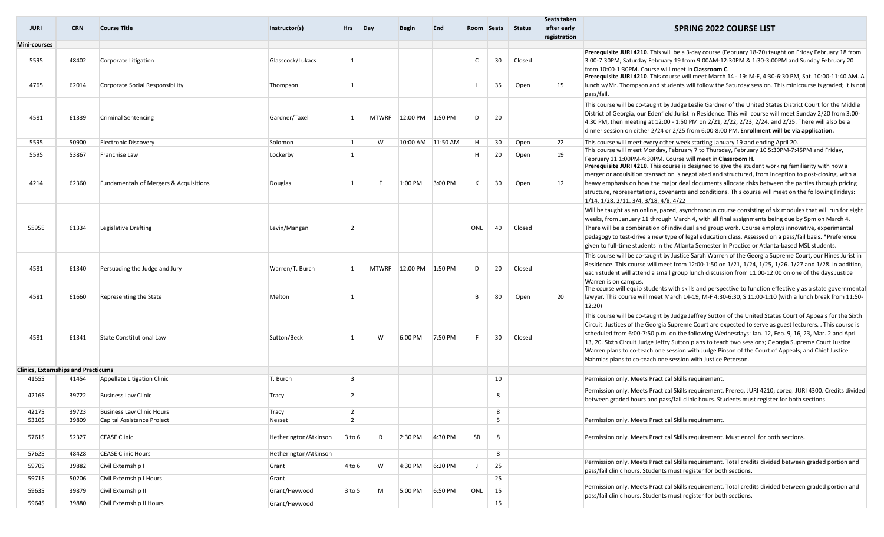| JURI | CRN | Course Title | Instructor(s) | Hrs | Day | Begin | End | Room | Seats | Status | Seats taken after early registration | SPRING 2022 COURSE LIST |
|---|---|---|---|---|---|---|---|---|---|---|---|---|
| **Mini-courses** | | | | | | | | | | | | |
| 5595 | 48402 | Corporate Litigation | Glasscock/Lukacs | 1 | | | | C | 30 | Closed | | **Prerequisite JURI 4210.** This will be a 3-day course (February 18-20) taught on Friday February 18 from 3:00-7:30PM; Saturday February 19 from 9:00AM-12:30PM & 1:30-3:00PM and Sunday February 20 from 10:00-1:30PM. Course will meet in **Classroom C**. |
| 4765 | 62014 | Corporate Social Responsibility | Thompson | 1 | | | | I | 35 | Open | 15 | **Prerequisite JURI 4210**. This course will meet March 14 - 19: M-F, 4:30-6:30 PM, Sat. 10:00-11:40 AM. A lunch w/Mr. Thompson and students will follow the Saturday session. This minicourse is graded; it is not pass/fail. |
| 4581 | 61339 | Criminal Sentencing | Gardner/Taxel | 1 | MTWRF | 12:00 PM | 1:50 PM | D | 20 | | | This course will be co-taught by Judge Leslie Gardner of the United States District Court for the Middle District of Georgia, our Edenfield Jurist in Residence. This will course will meet Sunday 2/20 from 3:00-4:30 PM, then meeting at 12:00 - 1:50 PM on 2/21, 2/22, 2/23, 2/24, and 2/25. There will also be a dinner session on either 2/24 or 2/25 from 6:00-8:00 PM. **Enrollment will be via application.** |
| 5595 | 50900 | Electronic Discovery | Solomon | 1 | W | 10:00 AM | 11:50 AM | H | 30 | Open | 22 | This course will meet every other week starting January 19 and ending April 20. |
| 5595 | 53867 | Franchise Law | Lockerby | 1 | | | | H | 20 | Open | 19 | This course will meet Monday, February 7 to Thursday, February 10 5:30PM-7:45PM and Friday, February 11 1:00PM-4:30PM. Course will meet in **Classroom H**. |
| 4214 | 62360 | Fundamentals of Mergers & Acquisitions | Douglas | 1 | F | 1:00 PM | 3:00 PM | K | 30 | Open | 12 | **Prerequisite JURI 4210.** This course is designed to give the student working familiarity with how a merger or acquisition transaction is negotiated and structured, from inception to post-closing, with a heavy emphasis on how the major deal documents allocate risks between the parties through pricing structure, representations, covenants and conditions. This course will meet on the following Fridays: 1/14, 1/28, 2/11, 3/4, 3/18, 4/8, 4/22 |
| 5595E | 61334 | Legislative Drafting | Levin/Mangan | 2 | | | | ONL | 40 | Closed | | Will be taught as an online, paced, asynchronous course consisting of six modules that will run for eight weeks, from January 11 through March 4, with all final assignments being due by 5pm on March 4. There will be a combination of individual and group work. Course employs innovative, experimental pedagogy to test-drive a new type of legal education class. Assessed on a pass/fail basis. *Preference given to full-time students in the Atlanta Semester In Practice or Atlanta-based MSL students. |
| 4581 | 61340 | Persuading the Judge and Jury | Warren/T. Burch | 1 | MTWRF | 12:00 PM | 1:50 PM | D | 20 | Closed | | This course will be co-taught by Justice Sarah Warren of the Georgia Supreme Court, our Hines Jurist in Residence. This course will meet from 12:00-1:50 on 1/21, 1/24, 1/25, 1/26. 1/27 and 1/28. In addition, each student will attend a small group lunch discussion from 11:00-12:00 on one of the days Justice Warren is on campus. |
| 4581 | 61660 | Representing the State | Melton | 1 | | | | B | 80 | Open | 20 | The course will equip students with skills and perspective to function effectively as a state governmental lawyer. This course will meet March 14-19, M-F 4:30-6:30, S 11:00-1:10 (with a lunch break from 11:50-12:20) |
| 4581 | 61341 | State Constitutional Law | Sutton/Beck | 1 | W | 6:00 PM | 7:50 PM | F | 30 | Closed | | This course will be co-taught by Judge Jeffrey Sutton of the United States Court of Appeals for the Sixth Circuit. Justices of the Georgia Supreme Court are expected to serve as guest lecturers. . This course is scheduled from 6:00-7:50 p.m. on the following Wednesdays: Jan. 12, Feb. 9, 16, 23, Mar. 2 and April 13, 20. Sixth Circuit Judge Jeffry Sutton plans to teach two sessions; Georgia Supreme Court Justice Warren plans to co-teach one session with Judge Pinson of the Court of Appeals; and Chief Justice Nahmias plans to co-teach one session with Justice Peterson. |
| **Clinics, Externships and Practicums** | | | | | | | | | | | | |
| 4155S | 41454 | Appellate Litigation Clinic | T. Burch | 3 | | | | | 10 | | | Permission only. Meets Practical Skills requirement. |
| 4216S | 39722 | Business Law Clinic | Tracy | 2 | | | | | 8 | | | Permission only. Meets Practical Skills requirement. Prereq. JURI 4210; coreq. JURI 4300. Credits divided between graded hours and pass/fail clinic hours. Students must register for both sections. |
| 4217S | 39723 | Business Law Clinic Hours | Tracy | 2 | | | | | 8 | | | |
| 5310S | 39809 | Capital Assistance Project | Nesset | 2 | | | | | 5 | | | Permission only. Meets Practical Skills requirement. |
| 5761S | 52327 | CEASE Clinic | Hetherington/Atkinson | 3 to 6 | R | 2:30 PM | 4:30 PM | SB | 8 | | | Permission only. Meets Practical Skills requirement. Must enroll for both sections. |
| 5762S | 48428 | CEASE Clinic Hours | Hetherington/Atkinson | | | | | | 8 | | | |
| 5970S | 39882 | Civil Externship I | Grant | 4 to 6 | W | 4:30 PM | 6:20 PM | J | 25 | | | Permission only. Meets Practical Skills requirement. Total credits divided between graded portion and pass/fail clinic hours. Students must register for both sections. |
| 5971S | 50206 | Civil Externship I Hours | Grant | | | | | | 25 | | | |
| 5963S | 39879 | Civil Externship II | Grant/Heywood | 3 to 5 | M | 5:00 PM | 6:50 PM | ONL | 15 | | | Permission only. Meets Practical Skills requirement. Total credits divided between graded portion and pass/fail clinic hours. Students must register for both sections. |
| 5964S | 39880 | Civil Externship II Hours | Grant/Heywood | | | | | | 15 | | | |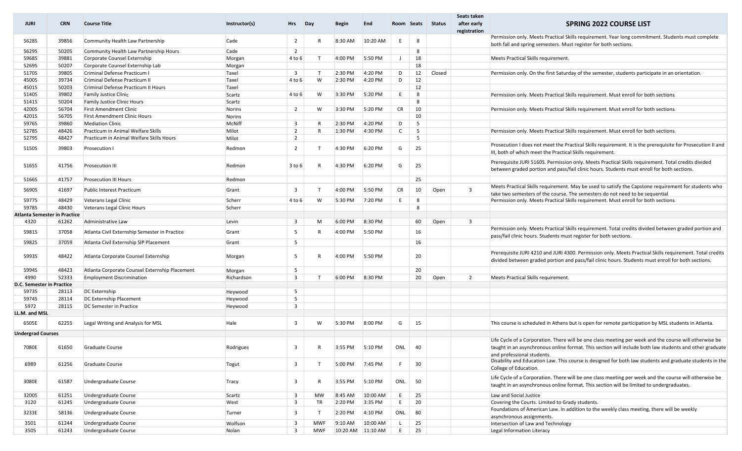| JURI | CRN | Course Title | Instructor(s) | Hrs | Day | Begin | End | Room | Seats | Status | Seats taken after early registration | SPRING 2022 COURSE LIST |
|---|---|---|---|---|---|---|---|---|---|---|---|---|
| 5628S | 39856 | Community Health Law Partnership | Cade | 2 | R | 8:30 AM | 10:20 AM | E | 8 | | | Permission only. Meets Practical Skills requirement. Year long commitment. Students must complete both fall and spring semesters. Must register for both sections. |
| 5629S | 50205 | Community Health Law Partnership Hours | Cade | 2 | | | | | 8 | | | |
| 5968S | 39881 | Corporate Counsel Externship | Morgan | 4 to 6 | T | 4:00 PM | 5:50 PM | J | 18 | | | Meets Practical Skills requirement. |
| 5269S | 50207 | Corporate Counsel Externship Lab | Morgan | | | | | | 18 | | | |
| 5170S | 39805 | Criminal Defense Practicum I | Taxel | 3 | T | 2:30 PM | 4:20 PM | D | 12 | Closed | | Permission only. On the first Saturday of the semester, students participate in an orientation. |
| 4500S | 39734 | Criminal Defense Practicum II | Taxel | 4 to 6 | W | 2:30 PM | 4:20 PM | D | 12 | | | |
| 4501S | 50203 | Criminal Defense Practicum II Hours | Taxel | | | | | | 12 | | | |
| 5140S | 39802 | Family Justice Clinic | Scartz | 4 to 6 | W | 3:30 PM | 5:20 PM | E | 8 | | | Permission only. Meets Practical Skills requirement. Must enroll for both sections. |
| 5141S | 50204 | Family Justice Clinic Hours | Scartz | | | | | | 8 | | | |
| 4200S | 56704 | First Amendment Clinic | Norins | 2 | W | 3:30 PM | 5:20 PM | CR | 10 | | | Permission only. Meets Practical Skills requirement. Must enroll for both sections. |
| 4201S | 56705 | First Amendment Clinic Hours | Norins | | | | | | 10 | | | |
| 5976S | 39860 | Mediation Clinic | McNiff | 3 | R | 2:30 PM | 4:20 PM | D | 5 | | | |
| 5278S | 48426 | Practicum in Animal Welfare Skills | Milot | 2 | R | 1:30 PM | 4:30 PM | C | 5 | | | Permission only. Meets Practical Skills requirement. Must enroll for both sections. |
| 5279S | 48427 | Practicum in Animal Welfare Skills Hours | Milot | 2 | | | | | 5 | | | |
| 5150S | 39803 | Prosecution I | Redmon | 2 | T | 4:30 PM | 6:20 PM | G | 25 | | | Prosecution I does not meet the Practical Skills requirement. It is the prerequisite for Prosecution II and III, both of which meet the Practical Skills requirement. |
| 5165S | 41756 | Prosecution III | Redmon | 3 to 6 | R | 4:30 PM | 6:20 PM | G | 25 | | | Prerequisite JURI 5160S. Permission only. Meets Practical Skills requirement. Total credits divided between graded portion and pass/fail clinic hours. Students must enroll for both sections. |
| 5166S | 41757 | Prosecution III Hours | Redmon | | | | | | 25 | | | |
| 5690S | 41697 | Public Interest Practicum | Grant | 3 | T | 4:00 PM | 5:50 PM | CR | 10 | Open | 3 | Meets Practical Skills requirement. May be used to satisfy the Capstone requirement for students who take two semesters of the course. The semesters do not need to be sequential |
| 5977S | 48429 | Veterans Legal Clinic | Scherr | 4 to 6 | W | 5:30 PM | 7:20 PM | E | 8 | | | Permission only. Meets Practical Skills requirement. Must enroll for both sections. |
| 5978S | 48430 | Veterans Legal Clinic Hours | Scherr | | | | | | 8 | | | |
| **Atlanta Semester in Practice** | | | | | | | | | | | | |
| 4320 | 61262 | Administrative Law | Levin | 3 | M | 6:00 PM | 8:30 PM | | 60 | Open | 3 | |
| 5981S | 37058 | Atlanta Civil Externship Semester in Practice | Grant | 5 | R | 4:00 PM | 5:50 PM | | 16 | | | Permission only. Meets Practical Skills requirement. Total credits divided between graded portion and pass/fail clinic hours. Students must register for both sections. |
| 5982S | 37059 | Atlanta Civil Externship SIP Placement | Grant | 5 | | | | | 16 | | | |
| 5993S | 48422 | Atlanta Corporate Counsel Externship | Morgan | 5 | R | 4:00 PM | 5:50 PM | | 20 | | | Prerequisite JURI 4210 and JURI 4300. Permission only. Meets Practical Skills requirement. Total credits divided between graded portion and pass/fail clinic hours. Students must enroll for both sections. |
| 5994S | 48423 | Atlanta Corporate Counsel Externship Placement | Morgan | 5 | | | | | 20 | | | |
| 4990 | 52333 | Employment Discrimination | Richardson | 3 | T | 6:00 PM | 8:30 PM | | 20 | Open | 2 | Meets Practical Skills requirement. |
| **D.C. Semester in Practice** | | | | | | | | | | | | |
| 5973S | 28113 | DC Externship | Heywood | 5 | | | | | | | | |
| 5974S | 28114 | DC Externship Placement | Heywood | 5 | | | | | | | | |
| 5972 | 28115 | DC Semester in Practice | Heywood | 3 | | | | | | | | |
| **LL.M. and MSL** | | | | | | | | | | | | |
| 6505E | 62255 | Legal Writing and Analysis for MSL | Hale | 3 | W | 5:30 PM | 8:00 PM | G | 15 | | | This course is scheduled in Athens but is open for remote participation by MSL students in Atlanta. |
| **Undergrad Courses** | | | | | | | | | | | | |
| 7080E | 61650 | Graduate Course | Rodrigues | 3 | R | 3:55 PM | 5:10 PM | ONL | 40 | | | Life Cycle of a Corporation. There will be one class meeting per week and the course will otherwise be taught in an asynchronous online format. This section will include both law students and other graduate and professional students. |
| 6989 | 61256 | Graduate Course | Togut | 3 | T | 5:00 PM | 7:45 PM | F | 30 | | | Disability and Education Law. This course is designed for both law students and graduate students in the College of Education. |
| 3080E | 61587 | Undergraduate Course | Tracy | 3 | R | 3:55 PM | 5:10 PM | ONL | 50 | | | Life Cycle of a Corporation. There will be one class meeting per week and the course will otherwise be taught in an asynchronous online format. This section will be limited to undergraduates. |
| 3200S | 61251 | Undergraduate Course | Scartz | 3 | MW | 8:45 AM | 10:00 AM | E | 25 | | | Law and Social Justice |
| 3120 | 61245 | Undergraduate Course | West | 3 | TR | 2:20 PM | 3:35 PM | E | 20 | | | Covering the Courts. Limited to Grady students. |
| 3233E | 58136 | Undergraduate Course | Turner | 3 | T | 2:20 PM | 4:10 PM | ONL | 80 | | | Foundations of American Law. In addition to the weekly class meeting, there will be weekly asynchronous assignments. |
| 3501 | 61244 | Undergraduate Course | Wolfson | 3 | MWF | 9:10 AM | 10:00 AM | L | 25 | | | Intersection of Law and Technology |
| 3505 | 61243 | Undergraduate Course | Nolan | 3 | MWF | 10:20 AM | 11:10 AM | E | 25 | | | Legal Information Literacy |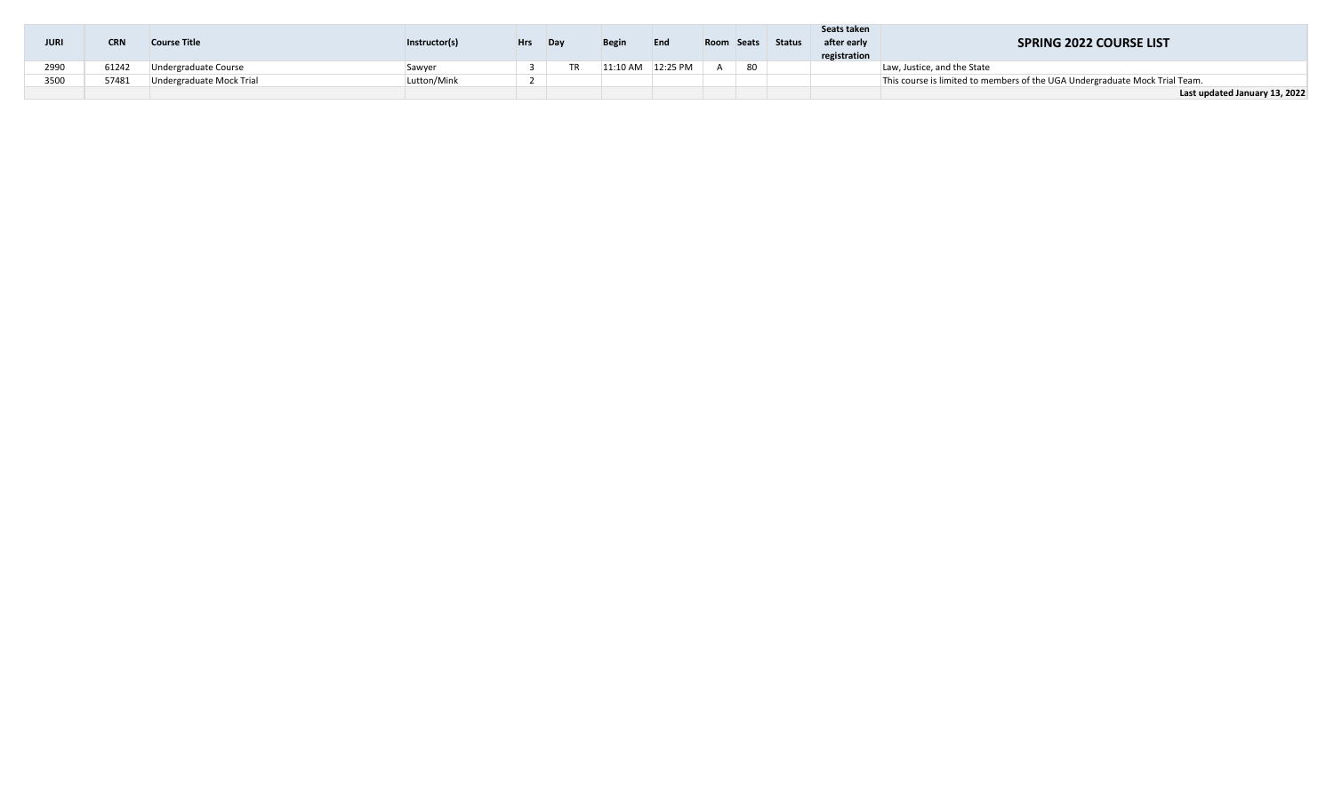| JURI | CRN | Course Title | Instructor(s) | Hrs | Day | Begin | End | Room | Seats | Status | Seats taken after early registration | SPRING 2022 COURSE LIST |
|---|---|---|---|---|---|---|---|---|---|---|---|---|
| 2990 | 61242 | Undergraduate Course | Sawyer | 3 | TR | 11:10 AM | 12:25 PM | A | 80 | | | Law, Justice, and the State |
| 3500 | 57481 | Undergraduate Mock Trial | Lutton/Mink | 2 | | | | | | | | This course is limited to members of the UGA Undergraduate Mock Trial Team. |
| | | | | | | | | | | | | **Last updated January 13, 2022** |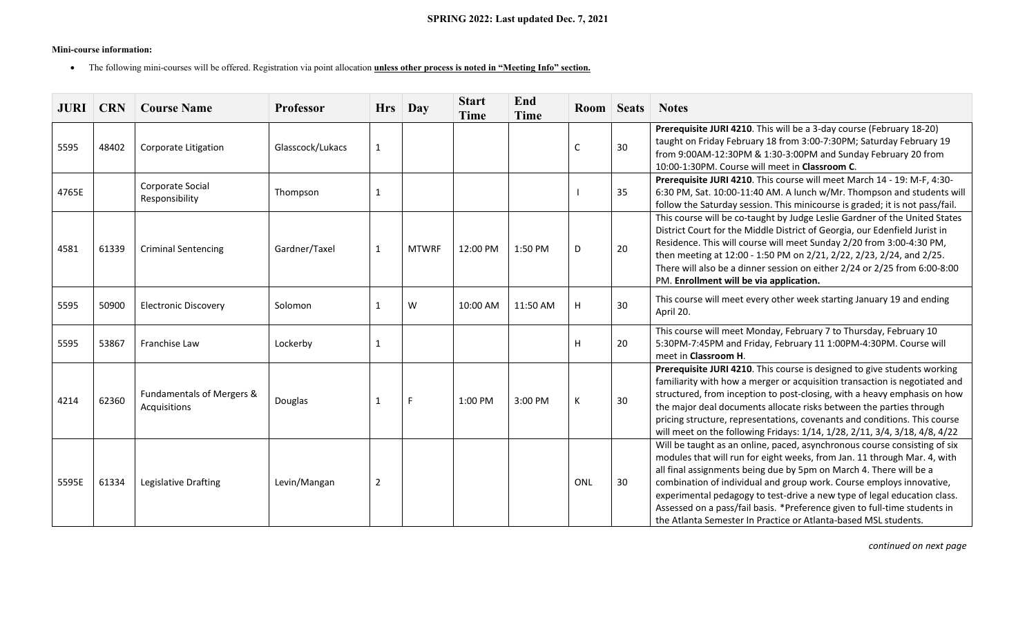**SPRING 2022: Last updated Dec. 7, 2021**

**Mini-course information:**

- The following mini-courses will be offered. Registration via point allocation **unless other process is noted in "Meeting Info" section.**

| JURI | CRN | Course Name | Professor | Hrs | Day | Start Time | End Time | Room | Seats | Notes |
|---|---|---|---|---|---|---|---|---|---|---|
| 5595 | 48402 | Corporate Litigation | Glasscock/Lukacs | 1 | | | | C | 30 | **Prerequisite JURI 4210**. This will be a 3-day course (February 18-20) taught on Friday February 18 from 3:00-7:30PM; Saturday February 19 from 9:00AM-12:30PM & 1:30-3:00PM and Sunday February 20 from 10:00-1:30PM. Course will meet in **Classroom C**. |
| 4765E | | Corporate Social Responsibility | Thompson | 1 | | | | I | 35 | **Prerequisite JURI 4210**. This course will meet March 14 - 19: M-F, 4:30-6:30 PM, Sat. 10:00-11:40 AM. A lunch w/Mr. Thompson and students will follow the Saturday session. This minicourse is graded; it is not pass/fail. |
| 4581 | 61339 | Criminal Sentencing | Gardner/Taxel | 1 | MTWRF | 12:00 PM | 1:50 PM | D | 20 | This course will be co-taught by Judge Leslie Gardner of the United States District Court for the Middle District of Georgia, our Edenfield Jurist in Residence. This will course will meet Sunday 2/20 from 3:00-4:30 PM, then meeting at 12:00 - 1:50 PM on 2/21, 2/22, 2/23, 2/24, and 2/25. There will also be a dinner session on either 2/24 or 2/25 from 6:00-8:00 PM. **Enrollment will be via application.** |
| 5595 | 50900 | Electronic Discovery | Solomon | 1 | W | 10:00 AM | 11:50 AM | H | 30 | This course will meet every other week starting January 19 and ending April 20. |
| 5595 | 53867 | Franchise Law | Lockerby | 1 | | | | H | 20 | This course will meet Monday, February 7 to Thursday, February 10 5:30PM-7:45PM and Friday, February 11 1:00PM-4:30PM. Course will meet in **Classroom H**. |
| 4214 | 62360 | Fundamentals of Mergers & Acquisitions | Douglas | 1 | F | 1:00 PM | 3:00 PM | K | 30 | **Prerequisite JURI 4210**. This course is designed to give students working familiarity with how a merger or acquisition transaction is negotiated and structured, from inception to post-closing, with a heavy emphasis on how the major deal documents allocate risks between the parties through pricing structure, representations, covenants and conditions. This course will meet on the following Fridays: 1/14, 1/28, 2/11, 3/4, 3/18, 4/8, 4/22 |
| 5595E | 61334 | Legislative Drafting | Levin/Mangan | 2 | | | | ONL | 30 | Will be taught as an online, paced, asynchronous course consisting of six modules that will run for eight weeks, from Jan. 11 through Mar. 4, with all final assignments being due by 5pm on March 4. There will be a combination of individual and group work. Course employs innovative, experimental pedagogy to test-drive a new type of legal education class. Assessed on a pass/fail basis. *Preference given to full-time students in the Atlanta Semester In Practice or Atlanta-based MSL students. |

*continued on next page*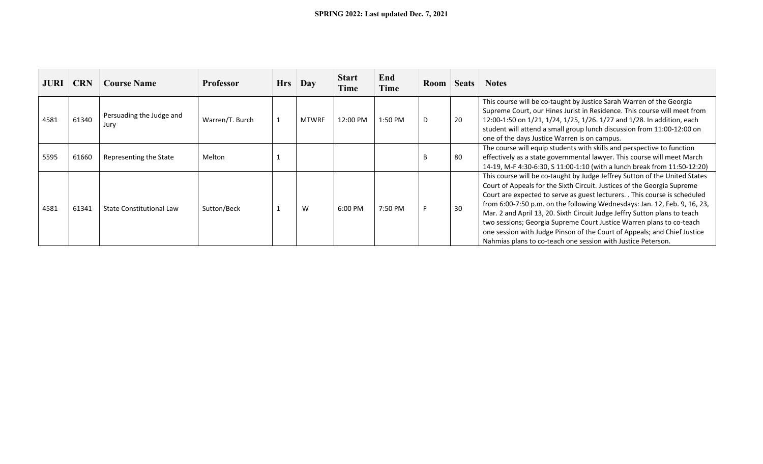**SPRING 2022: Last updated Dec. 7, 2021**

| JURI | CRN | Course Name | Professor | Hrs | Day | Start Time | End Time | Room | Seats | Notes |
|---|---|---|---|---|---|---|---|---|---|---|
| 4581 | 61340 | Persuading the Judge and Jury | Warren/T. Burch | 1 | MTWRF | 12:00 PM | 1:50 PM | D | 20 | This course will be co-taught by Justice Sarah Warren of the Georgia Supreme Court, our Hines Jurist in Residence. This course will meet from 12:00-1:50 on 1/21, 1/24, 1/25, 1/26. 1/27 and 1/28. In addition, each student will attend a small group lunch discussion from 11:00-12:00 on one of the days Justice Warren is on campus. |
| 5595 | 61660 | Representing the State | Melton | 1 | | | | B | 80 | The course will equip students with skills and perspective to function effectively as a state governmental lawyer. This course will meet March 14-19, M-F 4:30-6:30, S 11:00-1:10 (with a lunch break from 11:50-12:20) |
| 4581 | 61341 | State Constitutional Law | Sutton/Beck | 1 | W | 6:00 PM | 7:50 PM | F | 30 | This course will be co-taught by Judge Jeffrey Sutton of the United States Court of Appeals for the Sixth Circuit. Justices of the Georgia Supreme Court are expected to serve as guest lecturers. . This course is scheduled from 6:00-7:50 p.m. on the following Wednesdays: Jan. 12, Feb. 9, 16, 23, Mar. 2 and April 13, 20. Sixth Circuit Judge Jeffry Sutton plans to teach two sessions; Georgia Supreme Court Justice Warren plans to co-teach one session with Judge Pinson of the Court of Appeals; and Chief Justice Nahmias plans to co-teach one session with Justice Peterson. |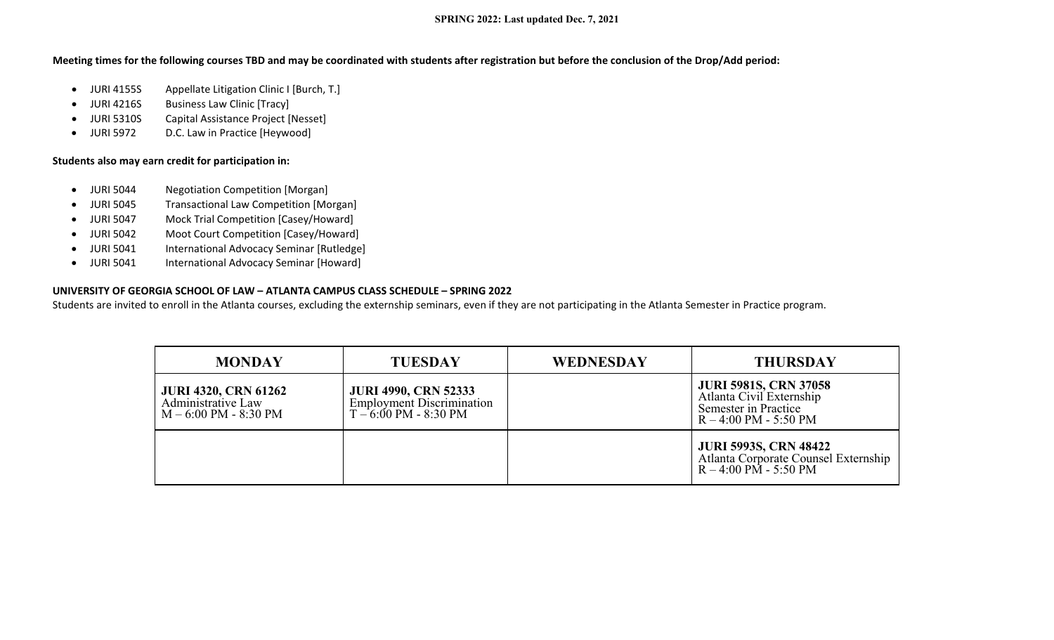**SPRING 2022: Last updated Dec. 7, 2021**

**Meeting times for the following courses TBD and may be coordinated with students after registration but before the conclusion of the Drop/Add period:**

- JURI 4155S  Appellate Litigation Clinic I [Burch, T.]
- JURI 4216S  Business Law Clinic [Tracy]
- JURI 5310S  Capital Assistance Project [Nesset]
- JURI 5972  D.C. Law in Practice [Heywood]

**Students also may earn credit for participation in:**

- JURI 5044  Negotiation Competition [Morgan]
- JURI 5045  Transactional Law Competition [Morgan]
- JURI 5047  Mock Trial Competition [Casey/Howard]
- JURI 5042  Moot Court Competition [Casey/Howard]
- JURI 5041  International Advocacy Seminar [Rutledge]
- JURI 5041  International Advocacy Seminar [Howard]

**UNIVERSITY OF GEORGIA SCHOOL OF LAW – ATLANTA CAMPUS CLASS SCHEDULE – SPRING 2022**

Students are invited to enroll in the Atlanta courses, excluding the externship seminars, even if they are not participating in the Atlanta Semester in Practice program.

| MONDAY | TUESDAY | WEDNESDAY | THURSDAY |
|---|---|---|---|
| **JURI 4320, CRN 61262** Administrative Law M – 6:00 PM - 8:30 PM | **JURI 4990, CRN 52333** Employment Discrimination T – 6:00 PM - 8:30 PM | | **JURI 5981S, CRN 37058** Atlanta Civil Externship Semester in Practice R – 4:00 PM - 5:50 PM |
| | | | **JURI 5993S, CRN 48422** Atlanta Corporate Counsel Externship R – 4:00 PM - 5:50 PM |